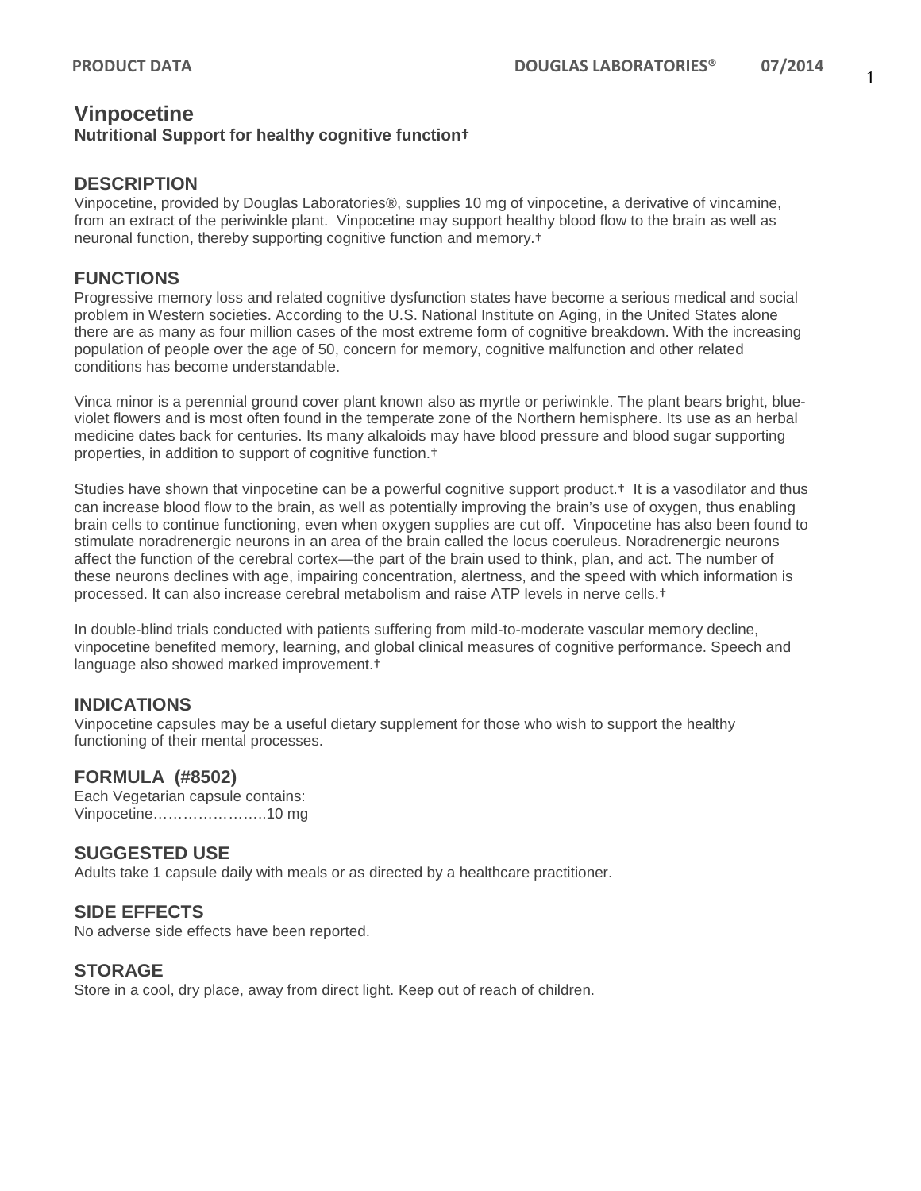# Vinpocetine

**Nutritional Support for healthy cognitive function†**

## DESCRIPTION

Vinpocetine, provided by Douglas Laboratories®, supplies 10 mg of vinpocetine, a derivative of vincamine, from an extract of the periwinkle plant. Vinpocetine may support healthy blood flow to the brain as well as neuronal function, thereby supporting cognitive function and memory.†

## FUNCTIONS

Progressive memory loss and related cognitive dysfunction states have become a serious medical and social problem in Western societies. According to the U.S. National Institute on Aging, in the United States alone there are as many as four million cases of the most extreme form of cognitive breakdown. With the increasing population of people over the age of 50, concern for memory, cognitive malfunction and other related conditions has become understandable.

Vinca minor is a perennial ground cover plant known also as myrtle or periwinkle. The plant bears bright, blue-violet flowers and is most often found in the temperate zone of the Northern hemisphere. Its use as an herbal medicine dates back for centuries. Its many alkaloids may have blood pressure and blood sugar supporting properties, in addition to support of cognitive function.†

Studies have shown that vinpocetine can be a powerful cognitive support product.† It is a vasodilator and thus can increase blood flow to the brain, as well as potentially improving the brain's use of oxygen, thus enabling brain cells to continue functioning, even when oxygen supplies are cut off. Vinpocetine has also been found to stimulate noradrenergic neurons in an area of the brain called the locus coeruleus. Noradrenergic neurons affect the function of the cerebral cortex—the part of the brain used to think, plan, and act. The number of these neurons declines with age, impairing concentration, alertness, and the speed with which information is processed. It can also increase cerebral metabolism and raise ATP levels in nerve cells.†

In double-blind trials conducted with patients suffering from mild-to-moderate vascular memory decline, vinpocetine benefited memory, learning, and global clinical measures of cognitive performance. Speech and language also showed marked improvement.†

## INDICATIONS

Vinpocetine capsules may be a useful dietary supplement for those who wish to support the healthy functioning of their mental processes.

## FORMULA (#8502)

Each Vegetarian capsule contains:
Vinpocetine…………………..10 mg

## SUGGESTED USE

Adults take 1 capsule daily with meals or as directed by a healthcare practitioner.

## SIDE EFFECTS

No adverse side effects have been reported.

## STORAGE

Store in a cool, dry place, away from direct light. Keep out of reach of children.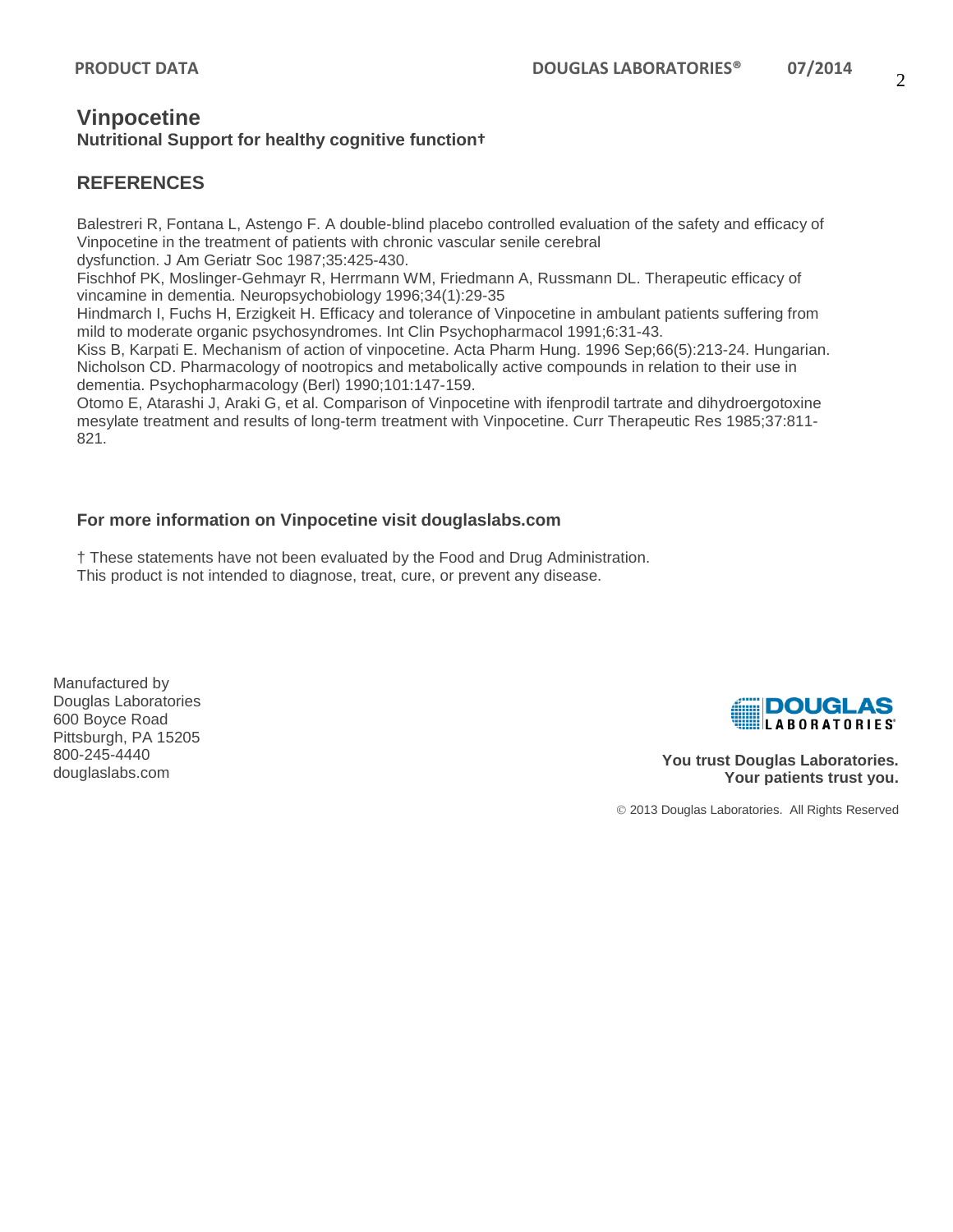# Vinpocetine

**Nutritional Support for healthy cognitive function†**

## REFERENCES

Balestreri R, Fontana L, Astengo F. A double-blind placebo controlled evaluation of the safety and efficacy of Vinpocetine in the treatment of patients with chronic vascular senile cerebral dysfunction. J Am Geriatr Soc 1987;35:425-430.

Fischhof PK, Moslinger-Gehmayr R, Herrmann WM, Friedmann A, Russmann DL. Therapeutic efficacy of vincamine in dementia. Neuropsychobiology 1996;34(1):29-35

Hindmarch I, Fuchs H, Erzigkeit H. Efficacy and tolerance of Vinpocetine in ambulant patients suffering from mild to moderate organic psychosyndromes. Int Clin Psychopharmacol 1991;6:31-43.

Kiss B, Karpati E. Mechanism of action of vinpocetine. Acta Pharm Hung. 1996 Sep;66(5):213-24. Hungarian.

Nicholson CD. Pharmacology of nootropics and metabolically active compounds in relation to their use in dementia. Psychopharmacology (Berl) 1990;101:147-159.

Otomo E, Atarashi J, Araki G, et al. Comparison of Vinpocetine with ifenprodil tartrate and dihydroergotoxine mesylate treatment and results of long-term treatment with Vinpocetine. Curr Therapeutic Res 1985;37:811-821.

**For more information on Vinpocetine visit douglaslabs.com**

† These statements have not been evaluated by the Food and Drug Administration.
This product is not intended to diagnose, treat, cure, or prevent any disease.

Manufactured by
Douglas Laboratories
600 Boyce Road
Pittsburgh, PA 15205
800-245-4440
douglaslabs.com

DOUGLAS LABORATORIES®

**You trust Douglas Laboratories.**
**Your patients trust you.**

© 2013 Douglas Laboratories. All Rights Reserved